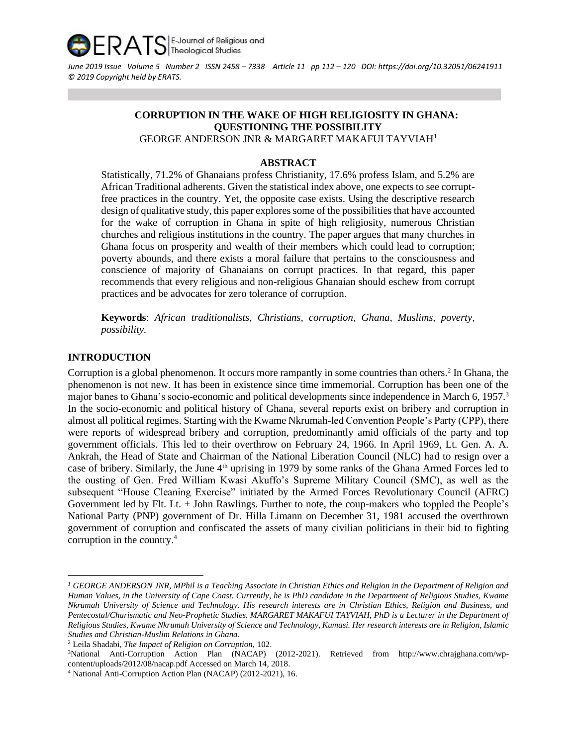# CORRUPTION IN THE WAKE OF HIGH RELIGIOSITY IN GHANA: QUESTIONING THE POSSIBILITY

GEORGE ANDERSON JNR & MARGARET MAKAFUI TAYVIAH[1]

## ABSTRACT

Statistically, 71.2% of Ghanaians profess Christianity, 17.6% profess Islam, and 5.2% are African Traditional adherents. Given the statistical index above, one expects to see corrupt-free practices in the country. Yet, the opposite case exists. Using the descriptive research design of qualitative study, this paper explores some of the possibilities that have accounted for the wake of corruption in Ghana in spite of high religiosity, numerous Christian churches and religious institutions in the country. The paper argues that many churches in Ghana focus on prosperity and wealth of their members which could lead to corruption; poverty abounds, and there exists a moral failure that pertains to the consciousness and conscience of majority of Ghanaians on corrupt practices. In that regard, this paper recommends that every religious and non-religious Ghanaian should eschew from corrupt practices and be advocates for zero tolerance of corruption.

**Keywords**: *African traditionalists, Christians, corruption, Ghana, Muslims, poverty, possibility.*

## INTRODUCTION

Corruption is a global phenomenon. It occurs more rampantly in some countries than others.[2] In Ghana, the phenomenon is not new. It has been in existence since time immemorial. Corruption has been one of the major banes to Ghana's socio-economic and political developments since independence in March 6, 1957.[3] In the socio-economic and political history of Ghana, several reports exist on bribery and corruption in almost all political regimes. Starting with the Kwame Nkrumah-led Convention People's Party (CPP), there were reports of widespread bribery and corruption, predominantly amid officials of the party and top government officials. This led to their overthrow on February 24, 1966. In April 1969, Lt. Gen. A. A. Ankrah, the Head of State and Chairman of the National Liberation Council (NLC) had to resign over a case of bribery. Similarly, the June 4th uprising in 1979 by some ranks of the Ghana Armed Forces led to the ousting of Gen. Fred William Kwasi Akuffo's Supreme Military Council (SMC), as well as the subsequent "House Cleaning Exercise" initiated by the Armed Forces Revolutionary Council (AFRC) Government led by Flt. Lt. + John Rawlings. Further to note, the coup-makers who toppled the People's National Party (PNP) government of Dr. Hilla Limann on December 31, 1981 accused the overthrown government of corruption and confiscated the assets of many civilian politicians in their bid to fighting corruption in the country.[4]

---

[1] *GEORGE ANDERSON JNR, MPhil is a Teaching Associate in Christian Ethics and Religion in the Department of Religion and Human Values, in the University of Cape Coast. Currently, he is PhD candidate in the Department of Religious Studies, Kwame Nkrumah University of Science and Technology. His research interests are in Christian Ethics, Religion and Business, and Pentecostal/Charismatic and Neo-Prophetic Studies. MARGARET MAKAFUI TAYVIAH, PhD is a Lecturer in the Department of Religious Studies, Kwame Nkrumah University of Science and Technology, Kumasi. Her research interests are in Religion, Islamic Studies and Christian-Muslim Relations in Ghana.*

[2] Leila Shadabi, *The Impact of Religion on Corruption*, 102.

[3] National Anti-Corruption Action Plan (NACAP) (2012-2021). Retrieved from http://www.chrajghana.com/wp-content/uploads/2012/08/nacap.pdf Accessed on March 14, 2018.

[4] National Anti-Corruption Action Plan (NACAP) (2012-2021), 16.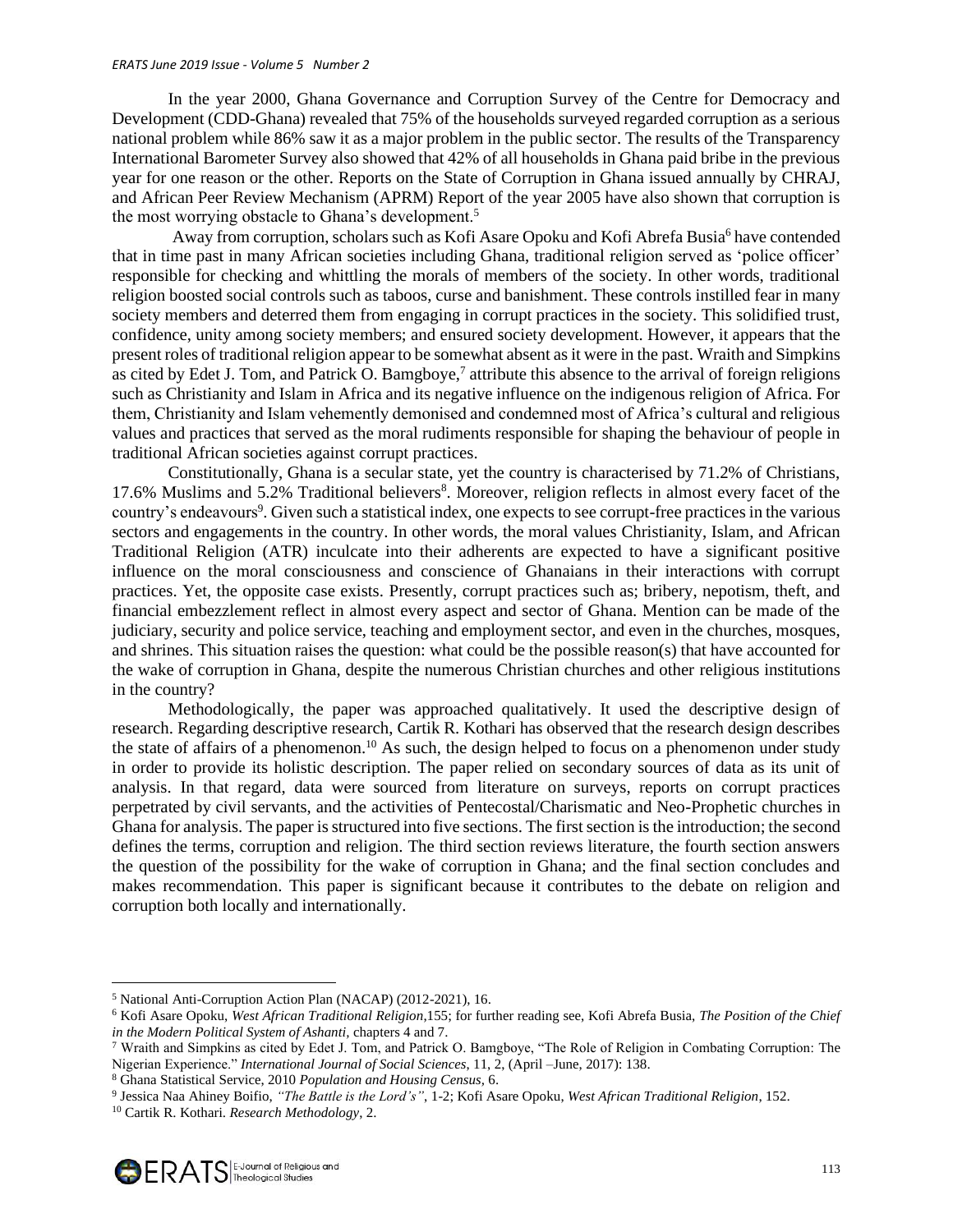In the year 2000, Ghana Governance and Corruption Survey of the Centre for Democracy and Development (CDD-Ghana) revealed that 75% of the households surveyed regarded corruption as a serious national problem while 86% saw it as a major problem in the public sector. The results of the Transparency International Barometer Survey also showed that 42% of all households in Ghana paid bribe in the previous year for one reason or the other. Reports on the State of Corruption in Ghana issued annually by CHRAJ, and African Peer Review Mechanism (APRM) Report of the year 2005 have also shown that corruption is the most worrying obstacle to Ghana's development.[5]

Away from corruption, scholars such as Kofi Asare Opoku and Kofi Abrefa Busia[6] have contended that in time past in many African societies including Ghana, traditional religion served as 'police officer' responsible for checking and whittling the morals of members of the society. In other words, traditional religion boosted social controls such as taboos, curse and banishment. These controls instilled fear in many society members and deterred them from engaging in corrupt practices in the society. This solidified trust, confidence, unity among society members; and ensured society development. However, it appears that the present roles of traditional religion appear to be somewhat absent as it were in the past. Wraith and Simpkins as cited by Edet J. Tom, and Patrick O. Bamgboye,[7] attribute this absence to the arrival of foreign religions such as Christianity and Islam in Africa and its negative influence on the indigenous religion of Africa. For them, Christianity and Islam vehemently demonised and condemned most of Africa's cultural and religious values and practices that served as the moral rudiments responsible for shaping the behaviour of people in traditional African societies against corrupt practices.

Constitutionally, Ghana is a secular state, yet the country is characterised by 71.2% of Christians, 17.6% Muslims and 5.2% Traditional believers[8]. Moreover, religion reflects in almost every facet of the country's endeavours[9]. Given such a statistical index, one expects to see corrupt-free practices in the various sectors and engagements in the country. In other words, the moral values Christianity, Islam, and African Traditional Religion (ATR) inculcate into their adherents are expected to have a significant positive influence on the moral consciousness and conscience of Ghanaians in their interactions with corrupt practices. Yet, the opposite case exists. Presently, corrupt practices such as; bribery, nepotism, theft, and financial embezzlement reflect in almost every aspect and sector of Ghana. Mention can be made of the judiciary, security and police service, teaching and employment sector, and even in the churches, mosques, and shrines. This situation raises the question: what could be the possible reason(s) that have accounted for the wake of corruption in Ghana, despite the numerous Christian churches and other religious institutions in the country?

Methodologically, the paper was approached qualitatively. It used the descriptive design of research. Regarding descriptive research, Cartik R. Kothari has observed that the research design describes the state of affairs of a phenomenon.[10] As such, the design helped to focus on a phenomenon under study in order to provide its holistic description. The paper relied on secondary sources of data as its unit of analysis. In that regard, data were sourced from literature on surveys, reports on corrupt practices perpetrated by civil servants, and the activities of Pentecostal/Charismatic and Neo-Prophetic churches in Ghana for analysis. The paper is structured into five sections. The first section is the introduction; the second defines the terms, corruption and religion. The third section reviews literature, the fourth section answers the question of the possibility for the wake of corruption in Ghana; and the final section concludes and makes recommendation. This paper is significant because it contributes to the debate on religion and corruption both locally and internationally.

---

[5] National Anti-Corruption Action Plan (NACAP) (2012-2021), 16.

[6] Kofi Asare Opoku, *West African Traditional Religion*,155; for further reading see, Kofi Abrefa Busia, *The Position of the Chief in the Modern Political System of Ashanti*, chapters 4 and 7.

[7] Wraith and Simpkins as cited by Edet J. Tom, and Patrick O. Bamgboye, "The Role of Religion in Combating Corruption: The Nigerian Experience." *International Journal of Social Sciences*, 11, 2, (April –June, 2017): 138.

[8] Ghana Statistical Service, 2010 *Population and Housing Census*, 6.

[9] Jessica Naa Ahiney Boifio, *"The Battle is the Lord's"*, 1-2; Kofi Asare Opoku, *West African Traditional Religion*, 152.

[10] Cartik R. Kothari. *Research Methodology*, 2.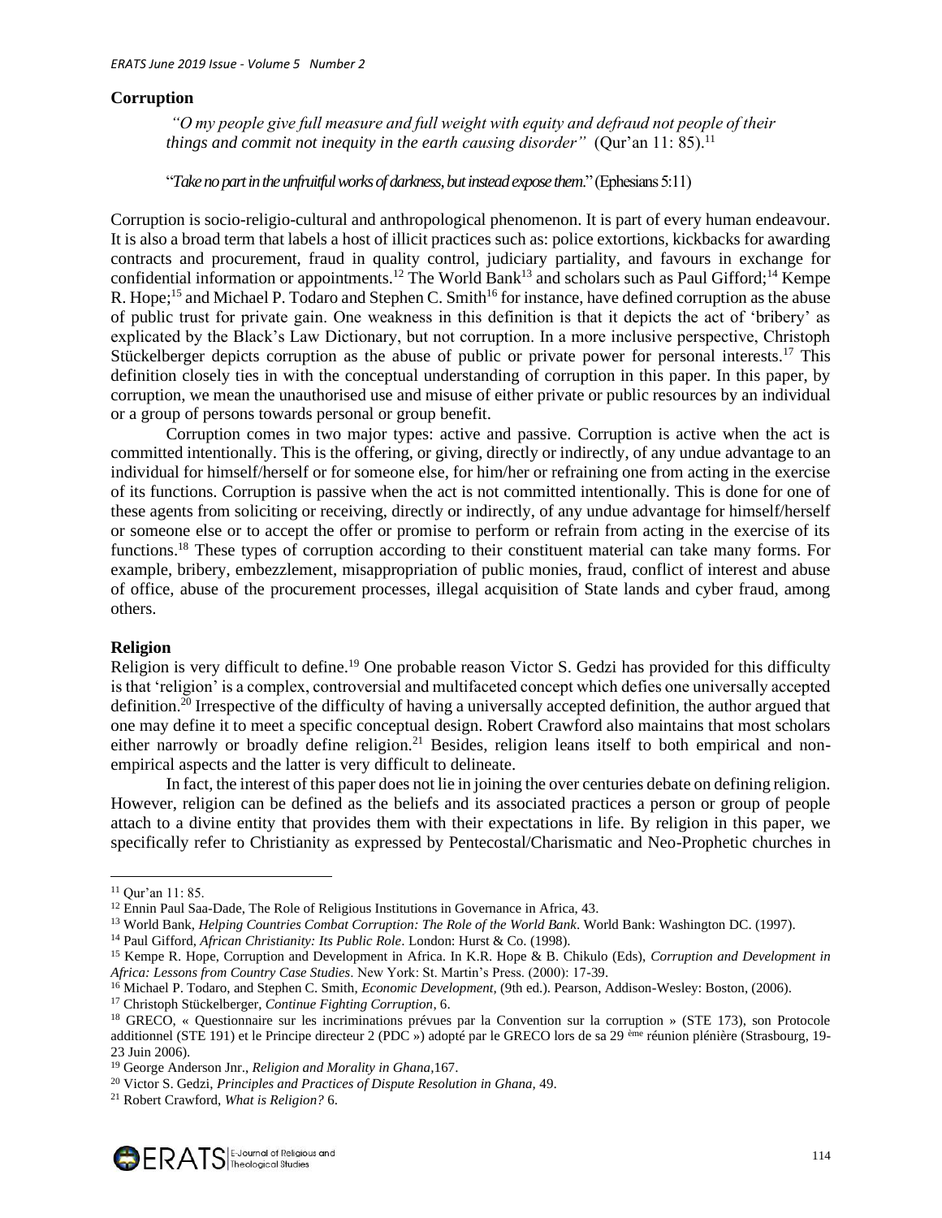**Corruption**

> *"O my people give full measure and full weight with equity and defraud not people of their things and commit not inequity in the earth causing disorder"* (Qur'an 11: 85).[11]
>
> "*Take no part in the unfruitful works of darkness, but instead expose them.*" (Ephesians 5:11)

Corruption is socio-religio-cultural and anthropological phenomenon. It is part of every human endeavour. It is also a broad term that labels a host of illicit practices such as: police extortions, kickbacks for awarding contracts and procurement, fraud in quality control, judiciary partiality, and favours in exchange for confidential information or appointments.[12] The World Bank[13] and scholars such as Paul Gifford;[14] Kempe R. Hope;[15] and Michael P. Todaro and Stephen C. Smith[16] for instance, have defined corruption as the abuse of public trust for private gain. One weakness in this definition is that it depicts the act of 'bribery' as explicated by the Black's Law Dictionary, but not corruption. In a more inclusive perspective, Christoph Stückelberger depicts corruption as the abuse of public or private power for personal interests.[17] This definition closely ties in with the conceptual understanding of corruption in this paper. In this paper, by corruption, we mean the unauthorised use and misuse of either private or public resources by an individual or a group of persons towards personal or group benefit.

Corruption comes in two major types: active and passive. Corruption is active when the act is committed intentionally. This is the offering, or giving, directly or indirectly, of any undue advantage to an individual for himself/herself or for someone else, for him/her or refraining one from acting in the exercise of its functions. Corruption is passive when the act is not committed intentionally. This is done for one of these agents from soliciting or receiving, directly or indirectly, of any undue advantage for himself/herself or someone else or to accept the offer or promise to perform or refrain from acting in the exercise of its functions.[18] These types of corruption according to their constituent material can take many forms. For example, bribery, embezzlement, misappropriation of public monies, fraud, conflict of interest and abuse of office, abuse of the procurement processes, illegal acquisition of State lands and cyber fraud, among others.

**Religion**

Religion is very difficult to define.[19] One probable reason Victor S. Gedzi has provided for this difficulty is that 'religion' is a complex, controversial and multifaceted concept which defies one universally accepted definition.[20] Irrespective of the difficulty of having a universally accepted definition, the author argued that one may define it to meet a specific conceptual design. Robert Crawford also maintains that most scholars either narrowly or broadly define religion.[21] Besides, religion leans itself to both empirical and non-empirical aspects and the latter is very difficult to delineate.

In fact, the interest of this paper does not lie in joining the over centuries debate on defining religion. However, religion can be defined as the beliefs and its associated practices a person or group of people attach to a divine entity that provides them with their expectations in life. By religion in this paper, we specifically refer to Christianity as expressed by Pentecostal/Charismatic and Neo-Prophetic churches in

---

[11] Qur'an 11: 85.

[12] Ennin Paul Saa-Dade, The Role of Religious Institutions in Governance in Africa, 43.

[13] World Bank, *Helping Countries Combat Corruption: The Role of the World Bank*. World Bank: Washington DC. (1997).

[14] Paul Gifford, *African Christianity: Its Public Role*. London: Hurst & Co. (1998).

[15] Kempe R. Hope, Corruption and Development in Africa. In K.R. Hope & B. Chikulo (Eds), *Corruption and Development in Africa: Lessons from Country Case Studies*. New York: St. Martin's Press. (2000): 17-39.

[16] Michael P. Todaro, and Stephen C. Smith, *Economic Development,* (9th ed.). Pearson, Addison-Wesley: Boston, (2006).

[17] Christoph Stückelberger, *Continue Fighting Corruption*, 6.

[18] GRECO, « Questionnaire sur les incriminations prévues par la Convention sur la corruption » (STE 173), son Protocole additionnel (STE 191) et le Principe directeur 2 (PDC ») adopté par le GRECO lors de sa 29 ème réunion plénière (Strasbourg, 19-23 Juin 2006).

[19] George Anderson Jnr., *Religion and Morality in Ghana,*167.

[20] Victor S. Gedzi, *Principles and Practices of Dispute Resolution in Ghana,* 49.

[21] Robert Crawford, *What is Religion?* 6.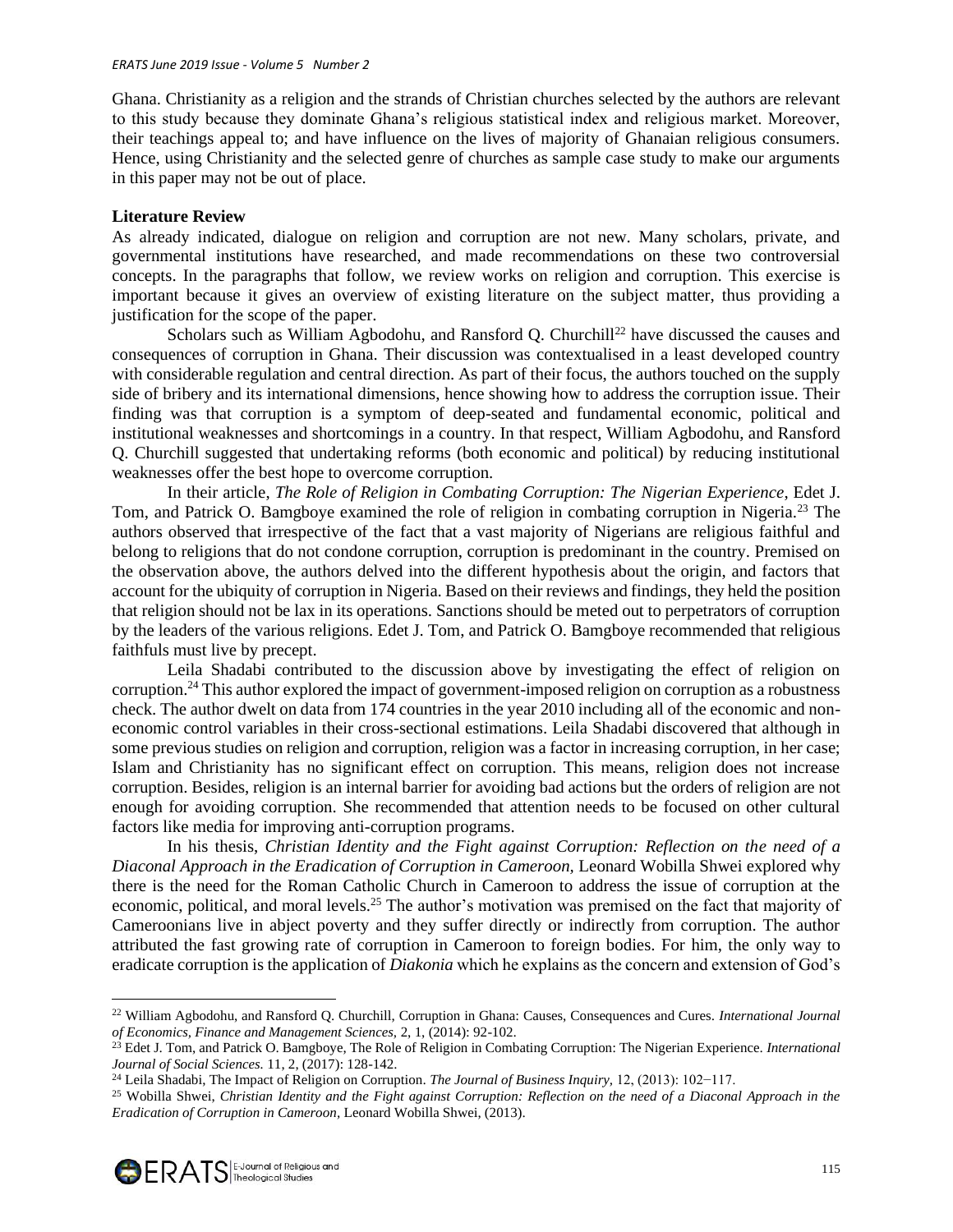Ghana. Christianity as a religion and the strands of Christian churches selected by the authors are relevant to this study because they dominate Ghana's religious statistical index and religious market. Moreover, their teachings appeal to; and have influence on the lives of majority of Ghanaian religious consumers. Hence, using Christianity and the selected genre of churches as sample case study to make our arguments in this paper may not be out of place.

**Literature Review**

As already indicated, dialogue on religion and corruption are not new. Many scholars, private, and governmental institutions have researched, and made recommendations on these two controversial concepts. In the paragraphs that follow, we review works on religion and corruption. This exercise is important because it gives an overview of existing literature on the subject matter, thus providing a justification for the scope of the paper.

Scholars such as William Agbodohu, and Ransford Q. Churchill[22] have discussed the causes and consequences of corruption in Ghana. Their discussion was contextualised in a least developed country with considerable regulation and central direction. As part of their focus, the authors touched on the supply side of bribery and its international dimensions, hence showing how to address the corruption issue. Their finding was that corruption is a symptom of deep-seated and fundamental economic, political and institutional weaknesses and shortcomings in a country. In that respect, William Agbodohu, and Ransford Q. Churchill suggested that undertaking reforms (both economic and political) by reducing institutional weaknesses offer the best hope to overcome corruption.

In their article, *The Role of Religion in Combating Corruption: The Nigerian Experience*, Edet J. Tom, and Patrick O. Bamgboye examined the role of religion in combating corruption in Nigeria.[23] The authors observed that irrespective of the fact that a vast majority of Nigerians are religious faithful and belong to religions that do not condone corruption, corruption is predominant in the country. Premised on the observation above, the authors delved into the different hypothesis about the origin, and factors that account for the ubiquity of corruption in Nigeria. Based on their reviews and findings, they held the position that religion should not be lax in its operations. Sanctions should be meted out to perpetrators of corruption by the leaders of the various religions. Edet J. Tom, and Patrick O. Bamgboye recommended that religious faithfuls must live by precept.

Leila Shadabi contributed to the discussion above by investigating the effect of religion on corruption.[24] This author explored the impact of government-imposed religion on corruption as a robustness check. The author dwelt on data from 174 countries in the year 2010 including all of the economic and non-economic control variables in their cross-sectional estimations. Leila Shadabi discovered that although in some previous studies on religion and corruption, religion was a factor in increasing corruption, in her case; Islam and Christianity has no significant effect on corruption. This means, religion does not increase corruption. Besides, religion is an internal barrier for avoiding bad actions but the orders of religion are not enough for avoiding corruption. She recommended that attention needs to be focused on other cultural factors like media for improving anti-corruption programs.

In his thesis, *Christian Identity and the Fight against Corruption: Reflection on the need of a Diaconal Approach in the Eradication of Corruption in Cameroon*, Leonard Wobilla Shwei explored why there is the need for the Roman Catholic Church in Cameroon to address the issue of corruption at the economic, political, and moral levels.[25] The author's motivation was premised on the fact that majority of Cameroonians live in abject poverty and they suffer directly or indirectly from corruption. The author attributed the fast growing rate of corruption in Cameroon to foreign bodies. For him, the only way to eradicate corruption is the application of *Diakonia* which he explains as the concern and extension of God's

---

[22] William Agbodohu, and Ransford Q. Churchill, Corruption in Ghana: Causes, Consequences and Cures. *International Journal of Economics, Finance and Management Sciences,* 2, 1, (2014): 92-102.

[23] Edet J. Tom, and Patrick O. Bamgboye, The Role of Religion in Combating Corruption: The Nigerian Experience. *International Journal of Social Sciences.* 11, 2, (2017): 128-142.

[24] Leila Shadabi, The Impact of Religion on Corruption. *The Journal of Business Inquiry,* 12, (2013): 102−117.

[25] Wobilla Shwei, *Christian Identity and the Fight against Corruption: Reflection on the need of a Diaconal Approach in the Eradication of Corruption in Cameroon*, Leonard Wobilla Shwei, (2013).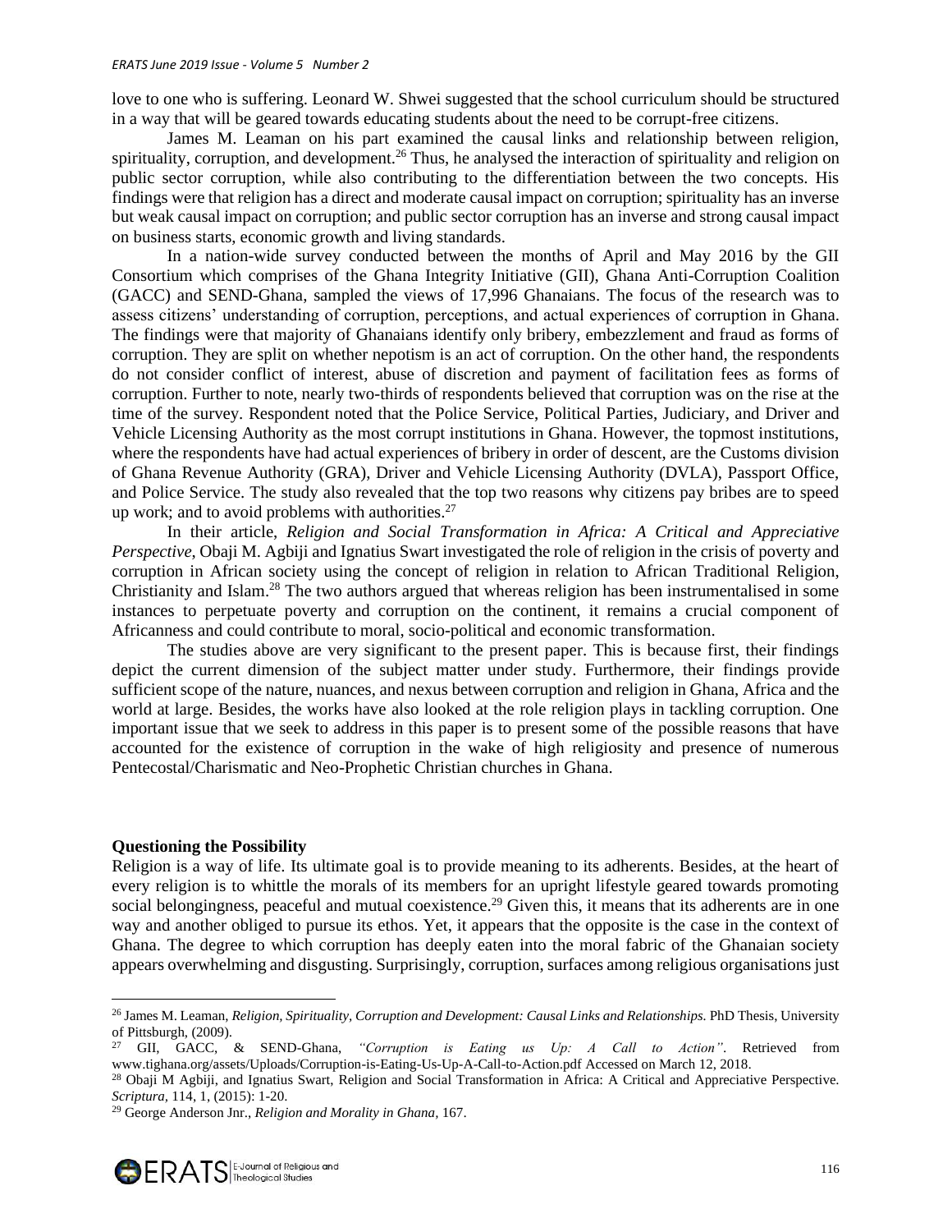love to one who is suffering. Leonard W. Shwei suggested that the school curriculum should be structured in a way that will be geared towards educating students about the need to be corrupt-free citizens.

James M. Leaman on his part examined the causal links and relationship between religion, spirituality, corruption, and development.[26] Thus, he analysed the interaction of spirituality and religion on public sector corruption, while also contributing to the differentiation between the two concepts. His findings were that religion has a direct and moderate causal impact on corruption; spirituality has an inverse but weak causal impact on corruption; and public sector corruption has an inverse and strong causal impact on business starts, economic growth and living standards.

In a nation-wide survey conducted between the months of April and May 2016 by the GII Consortium which comprises of the Ghana Integrity Initiative (GII), Ghana Anti-Corruption Coalition (GACC) and SEND-Ghana, sampled the views of 17,996 Ghanaians. The focus of the research was to assess citizens' understanding of corruption, perceptions, and actual experiences of corruption in Ghana. The findings were that majority of Ghanaians identify only bribery, embezzlement and fraud as forms of corruption. They are split on whether nepotism is an act of corruption. On the other hand, the respondents do not consider conflict of interest, abuse of discretion and payment of facilitation fees as forms of corruption. Further to note, nearly two-thirds of respondents believed that corruption was on the rise at the time of the survey. Respondent noted that the Police Service, Political Parties, Judiciary, and Driver and Vehicle Licensing Authority as the most corrupt institutions in Ghana. However, the topmost institutions, where the respondents have had actual experiences of bribery in order of descent, are the Customs division of Ghana Revenue Authority (GRA), Driver and Vehicle Licensing Authority (DVLA), Passport Office, and Police Service. The study also revealed that the top two reasons why citizens pay bribes are to speed up work; and to avoid problems with authorities.[27]

In their article, *Religion and Social Transformation in Africa: A Critical and Appreciative Perspective*, Obaji M. Agbiji and Ignatius Swart investigated the role of religion in the crisis of poverty and corruption in African society using the concept of religion in relation to African Traditional Religion, Christianity and Islam.[28] The two authors argued that whereas religion has been instrumentalised in some instances to perpetuate poverty and corruption on the continent, it remains a crucial component of Africanness and could contribute to moral, socio-political and economic transformation.

The studies above are very significant to the present paper. This is because first, their findings depict the current dimension of the subject matter under study. Furthermore, their findings provide sufficient scope of the nature, nuances, and nexus between corruption and religion in Ghana, Africa and the world at large. Besides, the works have also looked at the role religion plays in tackling corruption. One important issue that we seek to address in this paper is to present some of the possible reasons that have accounted for the existence of corruption in the wake of high religiosity and presence of numerous Pentecostal/Charismatic and Neo-Prophetic Christian churches in Ghana.

**Questioning the Possibility**

Religion is a way of life. Its ultimate goal is to provide meaning to its adherents. Besides, at the heart of every religion is to whittle the morals of its members for an upright lifestyle geared towards promoting social belongingness, peaceful and mutual coexistence.[29] Given this, it means that its adherents are in one way and another obliged to pursue its ethos. Yet, it appears that the opposite is the case in the context of Ghana. The degree to which corruption has deeply eaten into the moral fabric of the Ghanaian society appears overwhelming and disgusting. Surprisingly, corruption, surfaces among religious organisations just

---

[26] James M. Leaman, *Religion, Spirituality, Corruption and Development: Causal Links and Relationships.* PhD Thesis, University of Pittsburgh, (2009).

[27] GII, GACC, & SEND-Ghana, *"Corruption is Eating us Up: A Call to Action"*. Retrieved from www.tighana.org/assets/Uploads/Corruption-is-Eating-Us-Up-A-Call-to-Action.pdf Accessed on March 12, 2018.

[28] Obaji M Agbiji, and Ignatius Swart, Religion and Social Transformation in Africa: A Critical and Appreciative Perspective. *Scriptura,* 114, 1, (2015): 1-20.

[29] George Anderson Jnr., *Religion and Morality in Ghana,* 167.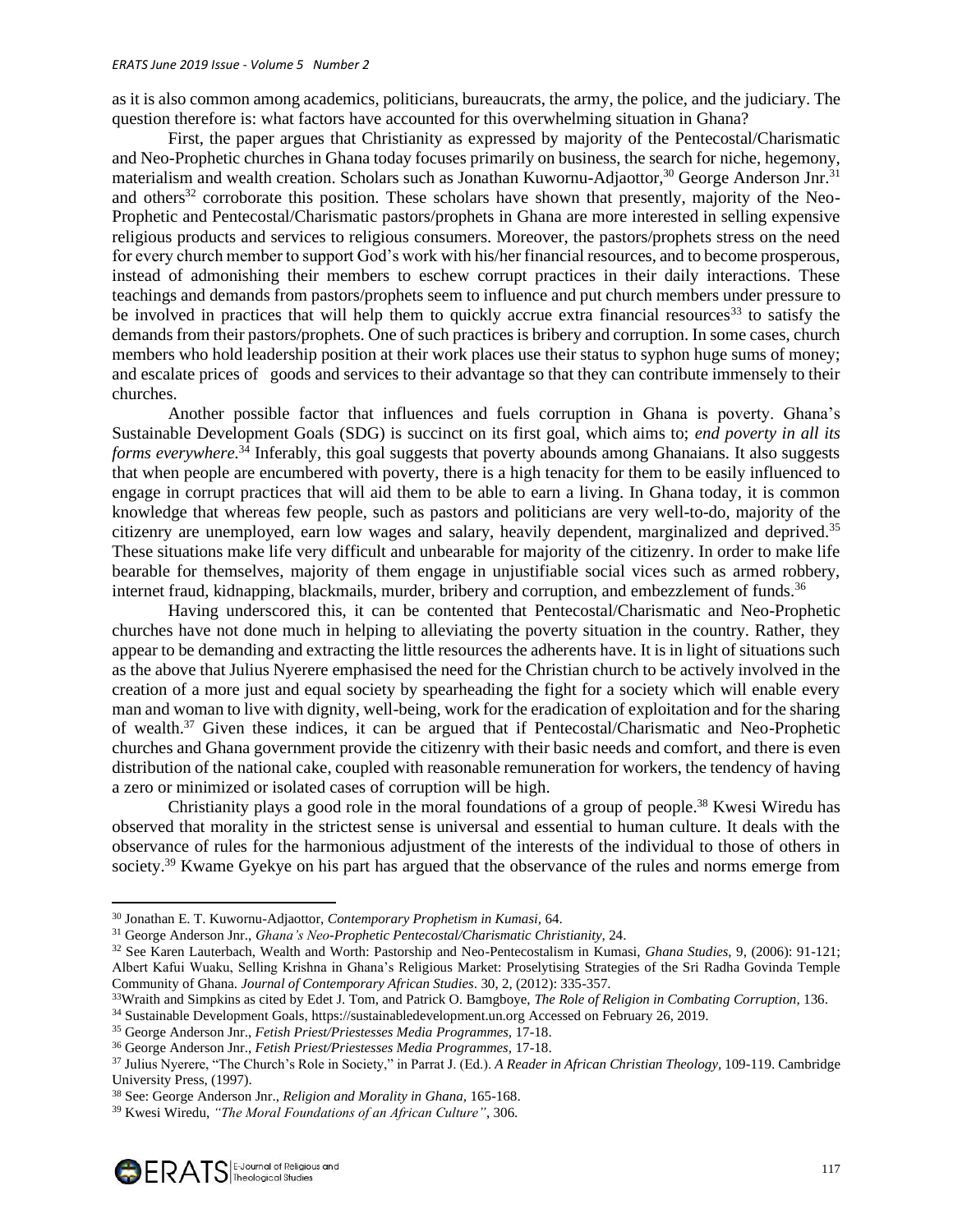as it is also common among academics, politicians, bureaucrats, the army, the police, and the judiciary. The question therefore is: what factors have accounted for this overwhelming situation in Ghana?

First, the paper argues that Christianity as expressed by majority of the Pentecostal/Charismatic and Neo-Prophetic churches in Ghana today focuses primarily on business, the search for niche, hegemony, materialism and wealth creation. Scholars such as Jonathan Kuwornu-Adjaottor,[30] George Anderson Jnr.[31] and others[32] corroborate this position. These scholars have shown that presently, majority of the Neo-Prophetic and Pentecostal/Charismatic pastors/prophets in Ghana are more interested in selling expensive religious products and services to religious consumers. Moreover, the pastors/prophets stress on the need for every church member to support God's work with his/her financial resources, and to become prosperous, instead of admonishing their members to eschew corrupt practices in their daily interactions. These teachings and demands from pastors/prophets seem to influence and put church members under pressure to be involved in practices that will help them to quickly accrue extra financial resources[33] to satisfy the demands from their pastors/prophets. One of such practices is bribery and corruption. In some cases, church members who hold leadership position at their work places use their status to syphon huge sums of money; and escalate prices of goods and services to their advantage so that they can contribute immensely to their churches.

Another possible factor that influences and fuels corruption in Ghana is poverty. Ghana's Sustainable Development Goals (SDG) is succinct on its first goal, which aims to; *end poverty in all its forms everywhere.*[34] Inferably, this goal suggests that poverty abounds among Ghanaians. It also suggests that when people are encumbered with poverty, there is a high tenacity for them to be easily influenced to engage in corrupt practices that will aid them to be able to earn a living. In Ghana today, it is common knowledge that whereas few people, such as pastors and politicians are very well-to-do, majority of the citizenry are unemployed, earn low wages and salary, heavily dependent, marginalized and deprived.[35] These situations make life very difficult and unbearable for majority of the citizenry. In order to make life bearable for themselves, majority of them engage in unjustifiable social vices such as armed robbery, internet fraud, kidnapping, blackmails, murder, bribery and corruption, and embezzlement of funds.[36]

Having underscored this, it can be contented that Pentecostal/Charismatic and Neo-Prophetic churches have not done much in helping to alleviating the poverty situation in the country. Rather, they appear to be demanding and extracting the little resources the adherents have. It is in light of situations such as the above that Julius Nyerere emphasised the need for the Christian church to be actively involved in the creation of a more just and equal society by spearheading the fight for a society which will enable every man and woman to live with dignity, well-being, work for the eradication of exploitation and for the sharing of wealth.[37] Given these indices, it can be argued that if Pentecostal/Charismatic and Neo-Prophetic churches and Ghana government provide the citizenry with their basic needs and comfort, and there is even distribution of the national cake, coupled with reasonable remuneration for workers, the tendency of having a zero or minimized or isolated cases of corruption will be high.

Christianity plays a good role in the moral foundations of a group of people.[38] Kwesi Wiredu has observed that morality in the strictest sense is universal and essential to human culture. It deals with the observance of rules for the harmonious adjustment of the interests of the individual to those of others in society.[39] Kwame Gyekye on his part has argued that the observance of the rules and norms emerge from

---

[30] Jonathan E. T. Kuwornu-Adjaottor, *Contemporary Prophetism in Kumasi*, 64.

[31] George Anderson Jnr., *Ghana's Neo-Prophetic Pentecostal/Charismatic Christianity*, 24.

[32] See Karen Lauterbach, Wealth and Worth: Pastorship and Neo-Pentecostalism in Kumasi, *Ghana Studies*, 9, (2006): 91-121; Albert Kafui Wuaku, Selling Krishna in Ghana's Religious Market: Proselytising Strategies of the Sri Radha Govinda Temple Community of Ghana. *Journal of Contemporary African Studies*. 30, 2, (2012): 335-357.

[33] Wraith and Simpkins as cited by Edet J. Tom, and Patrick O. Bamgboye, *The Role of Religion in Combating Corruption*, 136.

[34] Sustainable Development Goals, https://sustainabledevelopment.un.org Accessed on February 26, 2019.

[35] George Anderson Jnr., *Fetish Priest/Priestesses Media Programmes*, 17-18.

[36] George Anderson Jnr., *Fetish Priest/Priestesses Media Programmes*, 17-18.

[37] Julius Nyerere, "The Church's Role in Society," in Parrat J. (Ed.). *A Reader in African Christian Theology*, 109-119. Cambridge University Press, (1997).

[38] See: George Anderson Jnr., *Religion and Morality in Ghana*, 165-168.

[39] Kwesi Wiredu, *"The Moral Foundations of an African Culture"*, 306.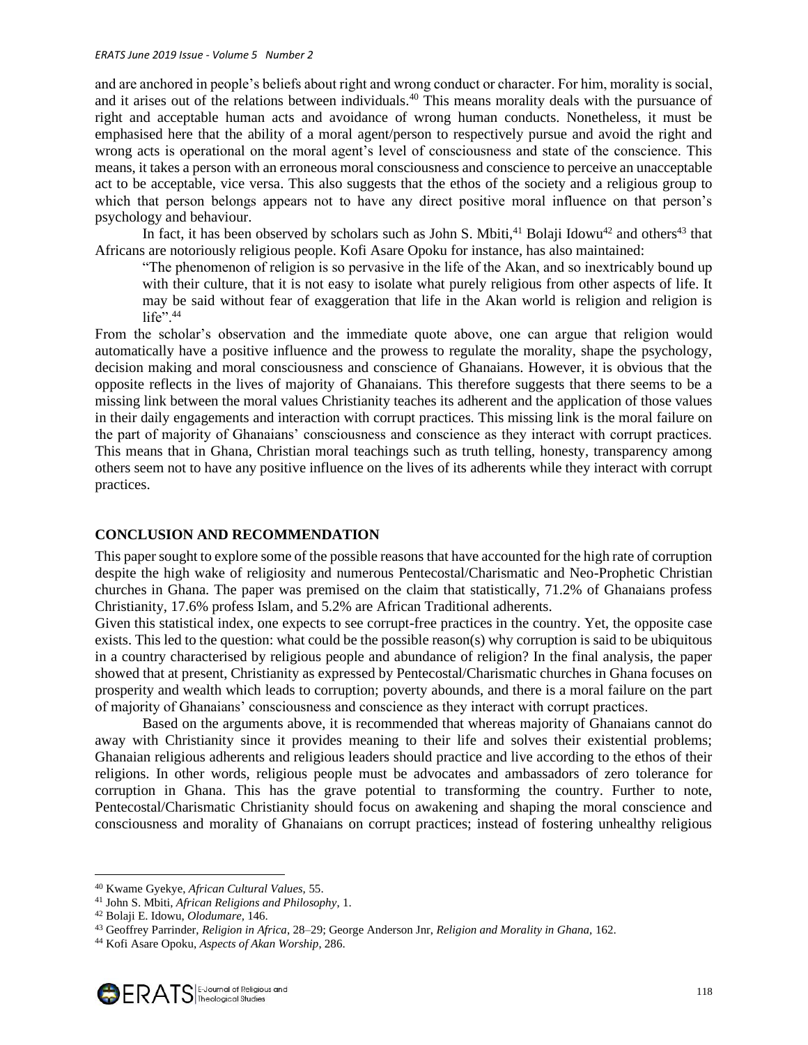and are anchored in people's beliefs about right and wrong conduct or character. For him, morality is social, and it arises out of the relations between individuals.[40] This means morality deals with the pursuance of right and acceptable human acts and avoidance of wrong human conducts. Nonetheless, it must be emphasised here that the ability of a moral agent/person to respectively pursue and avoid the right and wrong acts is operational on the moral agent's level of consciousness and state of the conscience. This means, it takes a person with an erroneous moral consciousness and conscience to perceive an unacceptable act to be acceptable, vice versa. This also suggests that the ethos of the society and a religious group to which that person belongs appears not to have any direct positive moral influence on that person's psychology and behaviour.

In fact, it has been observed by scholars such as John S. Mbiti,[41] Bolaji Idowu[42] and others[43] that Africans are notoriously religious people. Kofi Asare Opoku for instance, has also maintained:

> "The phenomenon of religion is so pervasive in the life of the Akan, and so inextricably bound up with their culture, that it is not easy to isolate what purely religious from other aspects of life. It may be said without fear of exaggeration that life in the Akan world is religion and religion is life".[44]

From the scholar's observation and the immediate quote above, one can argue that religion would automatically have a positive influence and the prowess to regulate the morality, shape the psychology, decision making and moral consciousness and conscience of Ghanaians. However, it is obvious that the opposite reflects in the lives of majority of Ghanaians. This therefore suggests that there seems to be a missing link between the moral values Christianity teaches its adherent and the application of those values in their daily engagements and interaction with corrupt practices. This missing link is the moral failure on the part of majority of Ghanaians' consciousness and conscience as they interact with corrupt practices. This means that in Ghana, Christian moral teachings such as truth telling, honesty, transparency among others seem not to have any positive influence on the lives of its adherents while they interact with corrupt practices.

## CONCLUSION AND RECOMMENDATION

This paper sought to explore some of the possible reasons that have accounted for the high rate of corruption despite the high wake of religiosity and numerous Pentecostal/Charismatic and Neo-Prophetic Christian churches in Ghana. The paper was premised on the claim that statistically, 71.2% of Ghanaians profess Christianity, 17.6% profess Islam, and 5.2% are African Traditional adherents.

Given this statistical index, one expects to see corrupt-free practices in the country. Yet, the opposite case exists. This led to the question: what could be the possible reason(s) why corruption is said to be ubiquitous in a country characterised by religious people and abundance of religion? In the final analysis, the paper showed that at present, Christianity as expressed by Pentecostal/Charismatic churches in Ghana focuses on prosperity and wealth which leads to corruption; poverty abounds, and there is a moral failure on the part of majority of Ghanaians' consciousness and conscience as they interact with corrupt practices.

Based on the arguments above, it is recommended that whereas majority of Ghanaians cannot do away with Christianity since it provides meaning to their life and solves their existential problems; Ghanaian religious adherents and religious leaders should practice and live according to the ethos of their religions. In other words, religious people must be advocates and ambassadors of zero tolerance for corruption in Ghana. This has the grave potential to transforming the country. Further to note, Pentecostal/Charismatic Christianity should focus on awakening and shaping the moral conscience and consciousness and morality of Ghanaians on corrupt practices; instead of fostering unhealthy religious

---

[40] Kwame Gyekye, *African Cultural Values,* 55.

[41] John S. Mbiti, *African Religions and Philosophy*, 1.

[42] Bolaji E. Idowu, *Olodumare,* 146.

[43] Geoffrey Parrinder, *Religion in Africa*, 28–29; George Anderson Jnr, *Religion and Morality in Ghana,* 162.

[44] Kofi Asare Opoku, *Aspects of Akan Worship,* 286.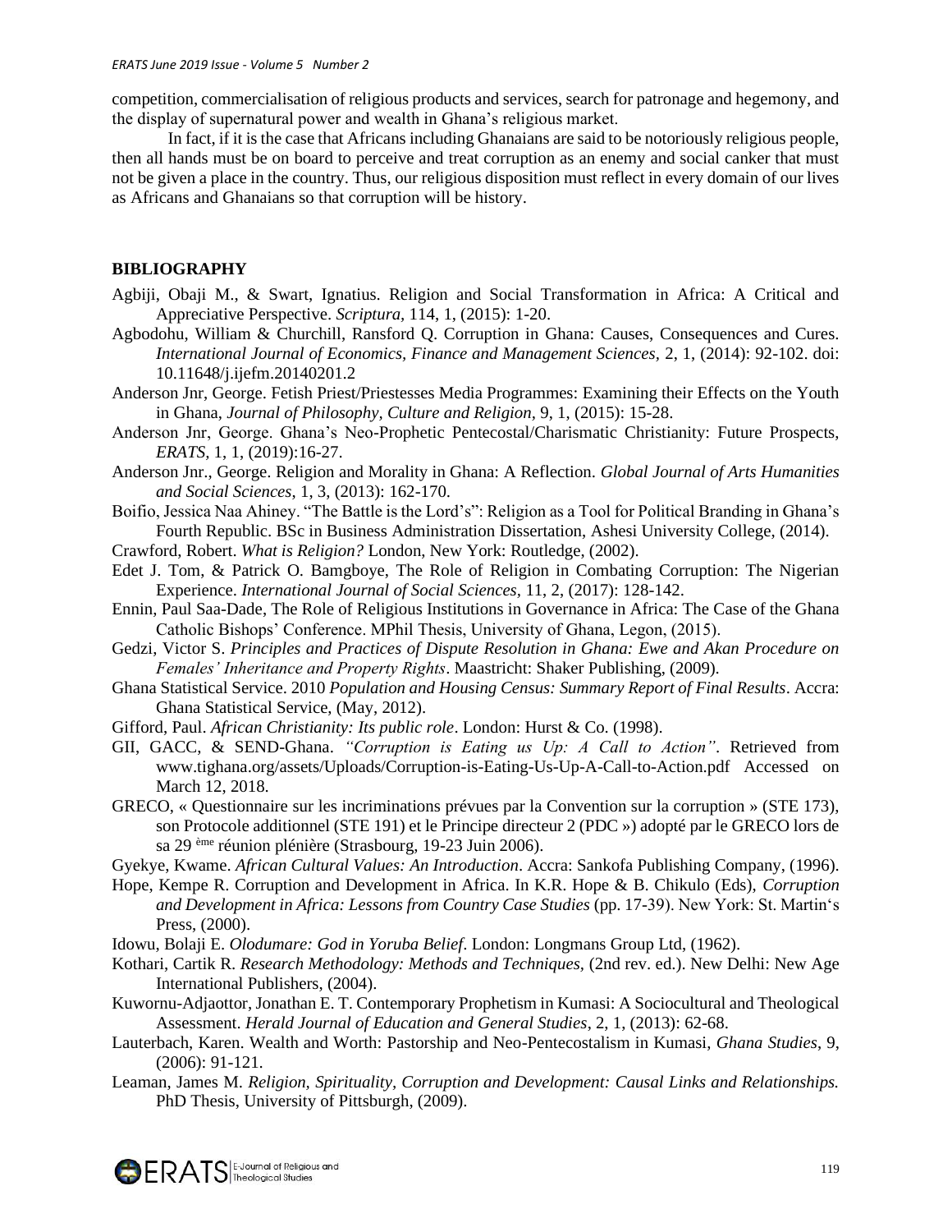competition, commercialisation of religious products and services, search for patronage and hegemony, and the display of supernatural power and wealth in Ghana's religious market.

In fact, if it is the case that Africans including Ghanaians are said to be notoriously religious people, then all hands must be on board to perceive and treat corruption as an enemy and social canker that must not be given a place in the country. Thus, our religious disposition must reflect in every domain of our lives as Africans and Ghanaians so that corruption will be history.

## BIBLIOGRAPHY

Agbiji, Obaji M., & Swart, Ignatius. Religion and Social Transformation in Africa: A Critical and Appreciative Perspective. *Scriptura,* 114, 1, (2015): 1-20.

Agbodohu, William & Churchill, Ransford Q. Corruption in Ghana: Causes, Consequences and Cures. *International Journal of Economics, Finance and Management Sciences,* 2, 1, (2014): 92-102. doi: 10.11648/j.ijefm.20140201.2

Anderson Jnr, George. Fetish Priest/Priestesses Media Programmes: Examining their Effects on the Youth in Ghana, *Journal of Philosophy, Culture and Religion,* 9, 1, (2015): 15-28.

Anderson Jnr, George. Ghana's Neo-Prophetic Pentecostal/Charismatic Christianity: Future Prospects, *ERATS,* 1, 1, (2019):16-27.

Anderson Jnr., George. Religion and Morality in Ghana: A Reflection. *Global Journal of Arts Humanities and Social Sciences,* 1, 3, (2013): 162-170.

Boifio, Jessica Naa Ahiney. "The Battle is the Lord's": Religion as a Tool for Political Branding in Ghana's Fourth Republic. BSc in Business Administration Dissertation, Ashesi University College, (2014).

Crawford, Robert. *What is Religion?* London, New York: Routledge, (2002).

Edet J. Tom, & Patrick O. Bamgboye, The Role of Religion in Combating Corruption: The Nigerian Experience. *International Journal of Social Sciences,* 11, 2, (2017): 128-142.

Ennin, Paul Saa-Dade, The Role of Religious Institutions in Governance in Africa: The Case of the Ghana Catholic Bishops' Conference. MPhil Thesis, University of Ghana, Legon, (2015).

Gedzi, Victor S. *Principles and Practices of Dispute Resolution in Ghana: Ewe and Akan Procedure on Females' Inheritance and Property Rights*. Maastricht: Shaker Publishing, (2009).

Ghana Statistical Service. 2010 *Population and Housing Census: Summary Report of Final Results*. Accra: Ghana Statistical Service, (May, 2012).

Gifford, Paul. *African Christianity: Its public role*. London: Hurst & Co. (1998).

GII, GACC, & SEND-Ghana. *"Corruption is Eating us Up: A Call to Action"*. Retrieved from www.tighana.org/assets/Uploads/Corruption-is-Eating-Us-Up-A-Call-to-Action.pdf Accessed on March 12, 2018.

GRECO, « Questionnaire sur les incriminations prévues par la Convention sur la corruption » (STE 173), son Protocole additionnel (STE 191) et le Principe directeur 2 (PDC ») adopté par le GRECO lors de sa 29 ème réunion plénière (Strasbourg, 19-23 Juin 2006).

Gyekye, Kwame. *African Cultural Values: An Introduction*. Accra: Sankofa Publishing Company, (1996).

Hope, Kempe R. Corruption and Development in Africa. In K.R. Hope & B. Chikulo (Eds), *Corruption and Development in Africa: Lessons from Country Case Studies* (pp. 17-39). New York: St. Martin's Press, (2000).

Idowu, Bolaji E. *Olodumare: God in Yoruba Belief*. London: Longmans Group Ltd, (1962).

Kothari, Cartik R. *Research Methodology: Methods and Techniques,* (2nd rev. ed.). New Delhi: New Age International Publishers, (2004).

Kuwornu-Adjaottor, Jonathan E. T. Contemporary Prophetism in Kumasi: A Sociocultural and Theological Assessment. *Herald Journal of Education and General Studies,* 2, 1, (2013): 62-68.

Lauterbach, Karen. Wealth and Worth: Pastorship and Neo-Pentecostalism in Kumasi, *Ghana Studies,* 9, (2006): 91-121.

Leaman, James M. *Religion, Spirituality, Corruption and Development: Causal Links and Relationships.* PhD Thesis, University of Pittsburgh, (2009).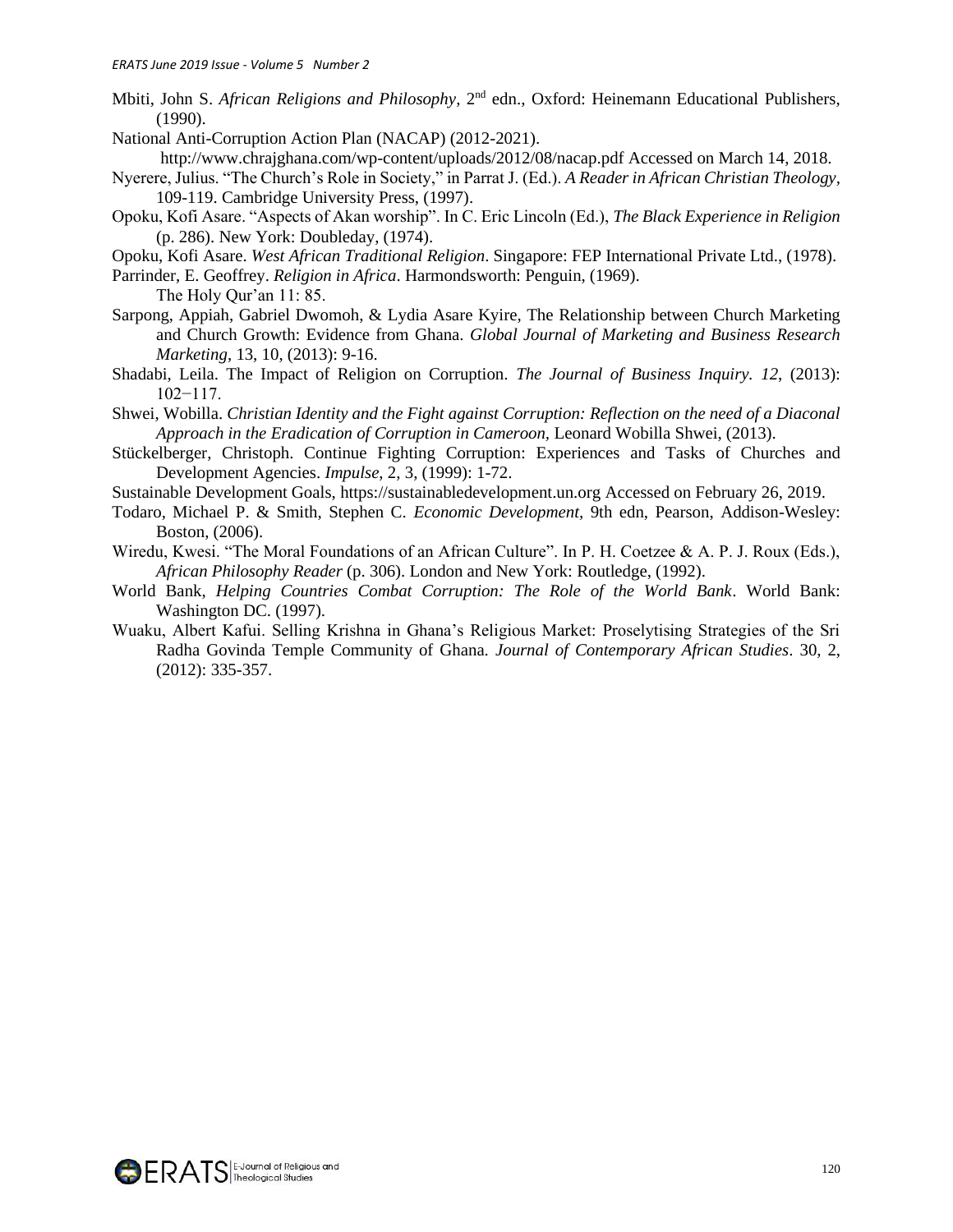Mbiti, John S. *African Religions and Philosophy*, 2nd edn., Oxford: Heinemann Educational Publishers, (1990).

National Anti-Corruption Action Plan (NACAP) (2012-2021). http://www.chrajghana.com/wp-content/uploads/2012/08/nacap.pdf Accessed on March 14, 2018.

Nyerere, Julius. "The Church's Role in Society," in Parrat J. (Ed.). *A Reader in African Christian Theology*, 109-119. Cambridge University Press, (1997).

Opoku, Kofi Asare. "Aspects of Akan worship". In C. Eric Lincoln (Ed.), *The Black Experience in Religion* (p. 286). New York: Doubleday, (1974).

Opoku, Kofi Asare. *West African Traditional Religion*. Singapore: FEP International Private Ltd., (1978).

Parrinder, E. Geoffrey. *Religion in Africa*. Harmondsworth: Penguin, (1969).

The Holy Qur'an 11: 85.

Sarpong, Appiah, Gabriel Dwomoh, & Lydia Asare Kyire, The Relationship between Church Marketing and Church Growth: Evidence from Ghana. *Global Journal of Marketing and Business Research Marketing*, 13, 10, (2013): 9-16.

Shadabi, Leila. The Impact of Religion on Corruption. *The Journal of Business Inquiry. 12*, (2013): 102−117.

Shwei, Wobilla. *Christian Identity and the Fight against Corruption: Reflection on the need of a Diaconal Approach in the Eradication of Corruption in Cameroon*, Leonard Wobilla Shwei, (2013).

Stückelberger, Christoph. Continue Fighting Corruption: Experiences and Tasks of Churches and Development Agencies. *Impulse*, 2, 3, (1999): 1-72.

Sustainable Development Goals, https://sustainabledevelopment.un.org Accessed on February 26, 2019.

Todaro, Michael P. & Smith, Stephen C. *Economic Development*, 9th edn, Pearson, Addison-Wesley: Boston, (2006).

Wiredu, Kwesi. "The Moral Foundations of an African Culture". In P. H. Coetzee & A. P. J. Roux (Eds.), *African Philosophy Reader* (p. 306). London and New York: Routledge, (1992).

World Bank, *Helping Countries Combat Corruption: The Role of the World Bank*. World Bank: Washington DC. (1997).

Wuaku, Albert Kafui. Selling Krishna in Ghana's Religious Market: Proselytising Strategies of the Sri Radha Govinda Temple Community of Ghana. *Journal of Contemporary African Studies*. 30, 2, (2012): 335-357.